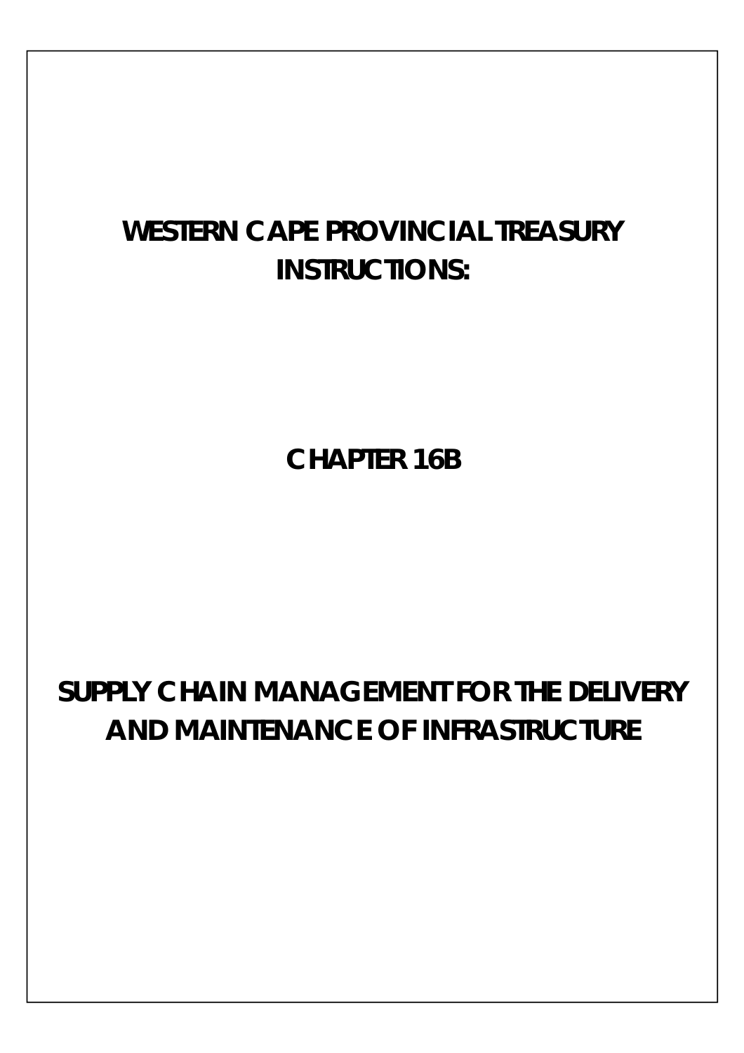# WESTERN CAPE PROVINCIAL TREASURY INSTRUCTIONS:

## CHAPTER 16B

## SUPPLY CHAIN MANAGEMENT FOR THE DELIVERY AND MAINTENANCE OF INFRASTRUCTURE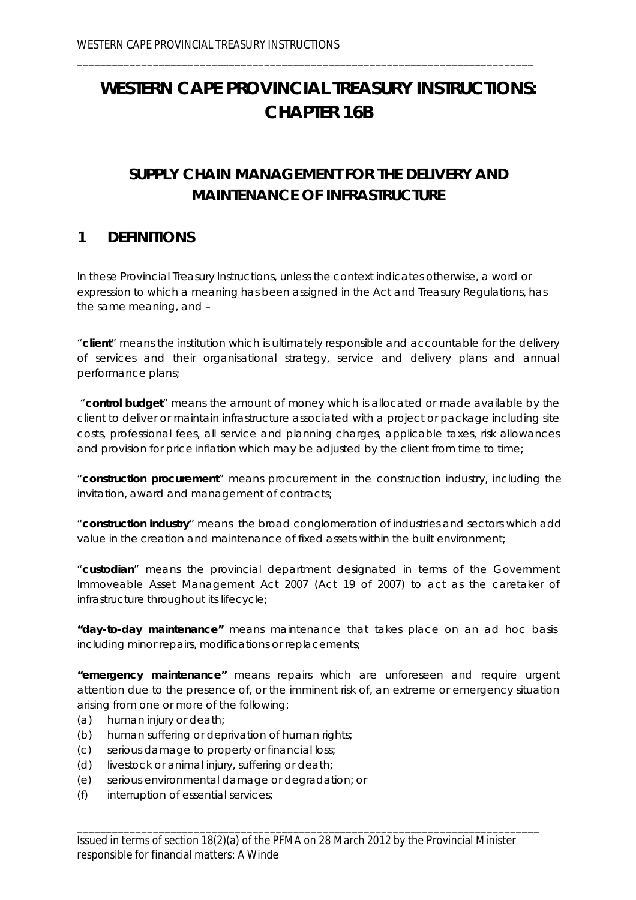# WESTERN CAPE PROVINCIAL TREASURY INSTRUCTIONS: CHAPTER 16B

## SUPPLY CHAIN MANAGEMENT FOR THE DELIVERY AND MAINTENANCE OF INFRASTRUCTURE

## 1 DEFINITIONS

In these Provincial Treasury Instructions, unless the context indicates otherwise, a word or expression to which a meaning has been assigned in the Act and Treasury Regulations, has the same meaning, and –

"**client**" means the institution which is ultimately responsible and accountable for the delivery of services and their organisational strategy, service and delivery plans and annual performance plans;

"**control budget**" means the amount of money which is allocated or made available by the client to deliver or maintain infrastructure associated with a project or package including site costs, professional fees, all service and planning charges, applicable taxes, risk allowances and provision for price inflation which may be adjusted by the client from time to time;

"**construction procurement**" means procurement in the construction industry, including the invitation, award and management of contracts;

"**construction industry**" means the broad conglomeration of industries and sectors which add value in the creation and maintenance of fixed assets within the built environment;

"**custodian**" means the provincial department designated in terms of the Government Immoveable Asset Management Act 2007 (Act 19 of 2007) to act as the caretaker of infrastructure throughout its lifecycle;

**"day-to-day maintenance"** means maintenance that takes place on an ad hoc basis including minor repairs, modifications or replacements;

**"emergency maintenance"** means repairs which are unforeseen and require urgent attention due to the presence of, or the imminent risk of, an extreme or emergency situation arising from one or more of the following:

(a) human injury or death;
(b) human suffering or deprivation of human rights;
(c) serious damage to property or financial loss;
(d) livestock or animal injury, suffering or death;
(e) serious environmental damage or degradation; or
(f) interruption of essential services;

Issued in terms of section 18(2)(a) of the PFMA on 28 March 2012 by the Provincial Minister responsible for financial matters: A Winde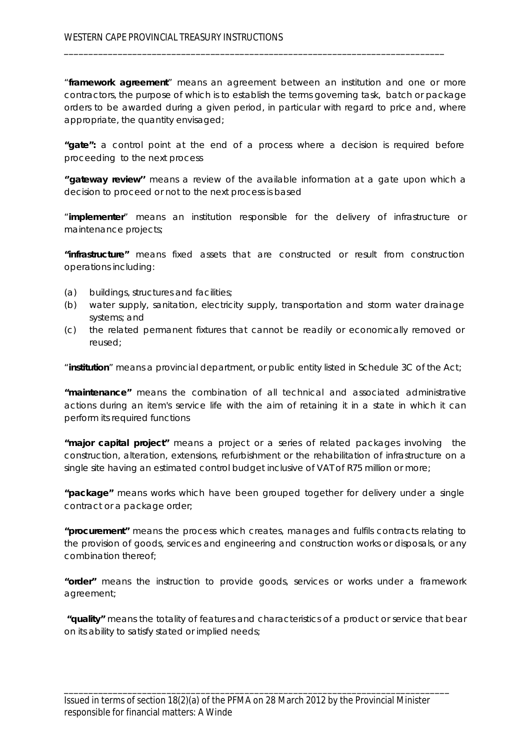"**framework agreement**" means an agreement between an institution and one or more contractors, the purpose of which is to establish the terms governing task, batch or package orders to be awarded during a given period, in particular with regard to price and, where appropriate, the quantity envisaged;

**"gate":** a control point at the end of a process where a decision is required before proceeding to the next process

**''gateway review''** means a review of the available information at a gate upon which a decision to proceed or not to the next process is based

"**implementer**" means an institution responsible for the delivery of infrastructure or maintenance projects;

**"infrastructure"** means fixed assets that are constructed or result from construction operations including:

(a) buildings, structures and facilities;
(b) water supply, sanitation, electricity supply, transportation and storm water drainage systems; and
(c) the related permanent fixtures that cannot be readily or economically removed or reused;

"**institution**" means a provincial department, or public entity listed in Schedule 3C of the Act;

**"maintenance"** means the combination of all technical and associated administrative actions during an item's service life with the aim of retaining it in a state in which it can perform its required functions

**"major capital project"** means a project or a series of related packages involving the construction, alteration, extensions, refurbishment or the rehabilitation of infrastructure on a single site having an estimated control budget inclusive of VAT of R75 million or more;

**"package"** means works which have been grouped together for delivery under a single contract or a package order;

**"procurement"** means the process which creates, manages and fulfils contracts relating to the provision of goods, services and engineering and construction works or disposals, or any combination thereof;

**"order"** means the instruction to provide goods, services or works under a framework agreement;

**"quality"** means the totality of features and characteristics of a product or service that bear on its ability to satisfy stated or implied needs;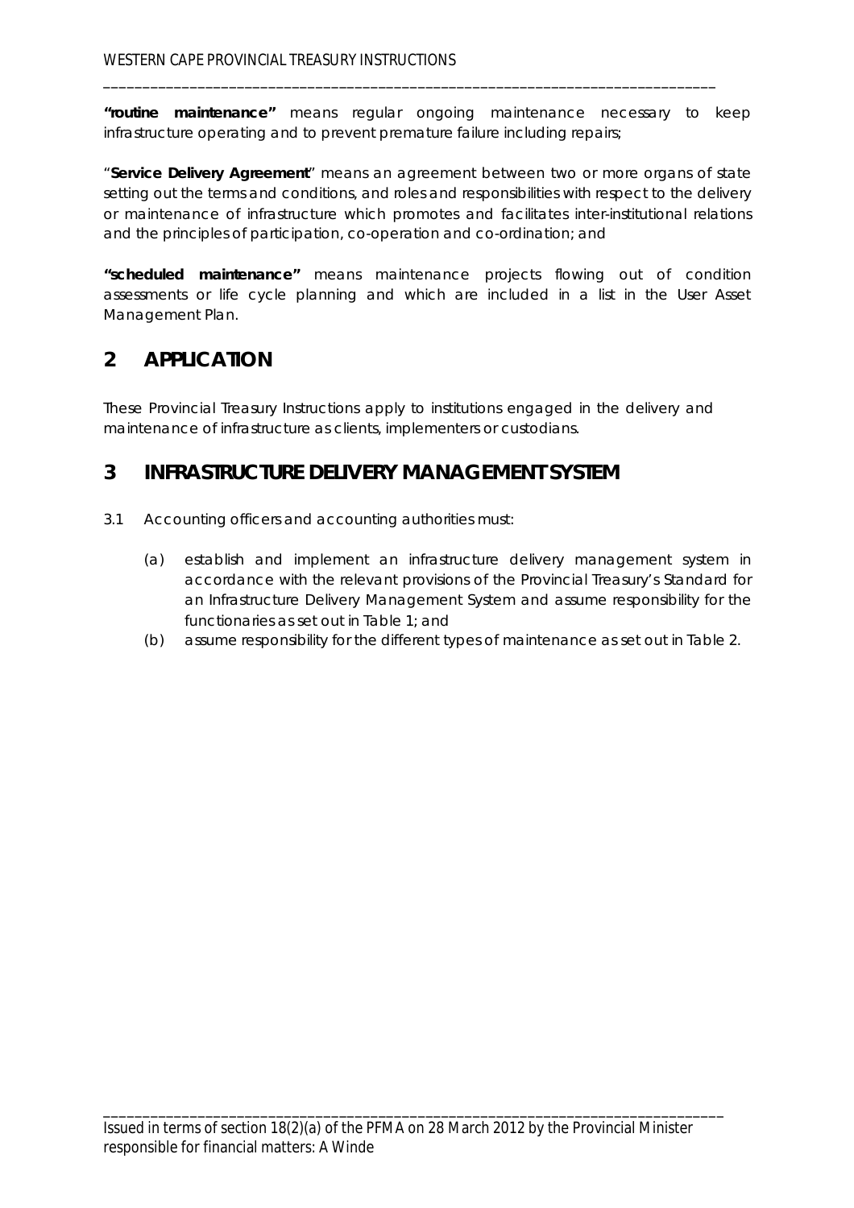**"routine maintenance"** means regular ongoing maintenance necessary to keep infrastructure operating and to prevent premature failure including repairs;

"**Service Delivery Agreement**" means an agreement between two or more organs of state setting out the terms and conditions, and roles and responsibilities with respect to the delivery or maintenance of infrastructure which promotes and facilitates inter-institutional relations and the principles of participation, co-operation and co-ordination; and

**"scheduled maintenance"** means maintenance projects flowing out of condition assessments or life cycle planning and which are included in a list in the User Asset Management Plan.

## 2 APPLICATION

These Provincial Treasury Instructions apply to institutions engaged in the delivery and maintenance of infrastructure as clients, implementers or custodians.

## 3 INFRASTRUCTURE DELIVERY MANAGEMENT SYSTEM

3.1 Accounting officers and accounting authorities must:

(a) establish and implement an infrastructure delivery management system in accordance with the relevant provisions of the Provincial Treasury's Standard for an Infrastructure Delivery Management System and assume responsibility for the functionaries as set out in Table 1; and

(b) assume responsibility for the different types of maintenance as set out in Table 2.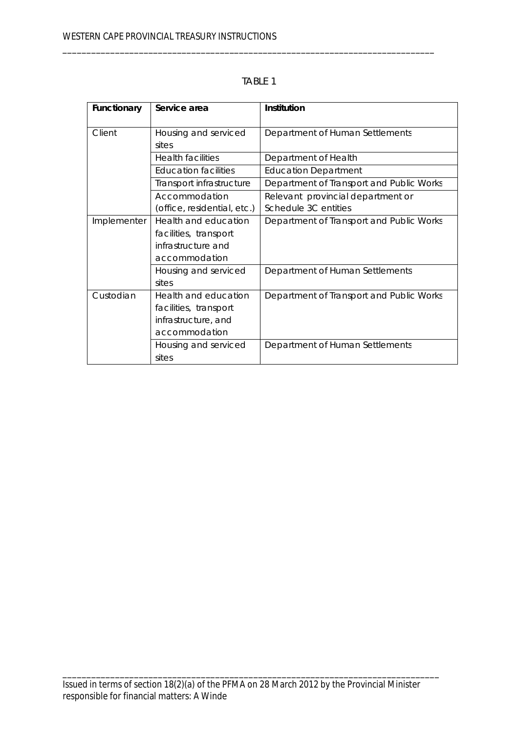TABLE 1

| Functionary | Service area | Institution |
|---|---|---|
| Client | Housing and serviced sites | Department of Human Settlements |
| | Health facilities | Department of Health |
| | Education facilities | Education Department |
| | Transport infrastructure | Department of Transport and Public Works |
| | Accommodation (office, residential, etc.) | Relevant provincial department or Schedule 3C entities |
| Implementer | Health and education facilities, transport infrastructure and accommodation | Department of Transport and Public Works |
| | Housing and serviced sites | Department of Human Settlements |
| Custodian | Health and education facilities, transport infrastructure, and accommodation | Department of Transport and Public Works |
| | Housing and serviced sites | Department of Human Settlements |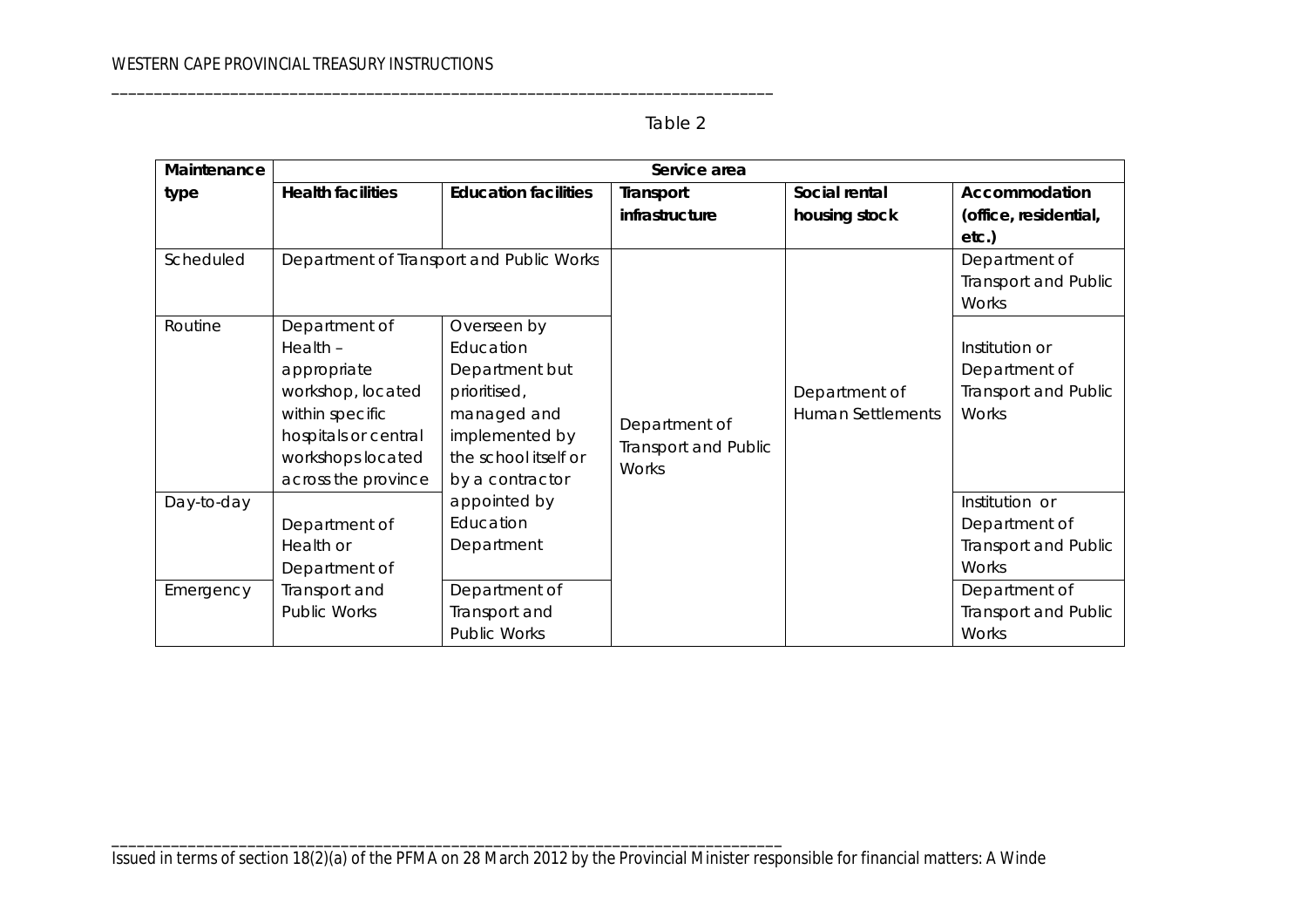Table 2

| Maintenance type | Service area | | | | |
|---|---|---|---|---|---|
| | **Health facilities** | **Education facilities** | **Transport infrastructure** | **Social rental housing stock** | **Accommodation (office, residential, etc.)** |
| Scheduled | Department of Transport and Public Works | | Department of Transport and Public Works | Department of Human Settlements | Department of Transport and Public Works |
| Routine | Department of Health – appropriate workshop, located within specific hospitals or central workshops located across the province | Overseen by Education Department but prioritised, managed and implemented by the school itself or by a contractor appointed by Education Department | | | Institution or Department of Transport and Public Works |
| Day-to-day | Department of Health or Department of Transport and Public Works | | | | Institution or Department of Transport and Public Works |
| Emergency | | Department of Transport and Public Works | | | Department of Transport and Public Works |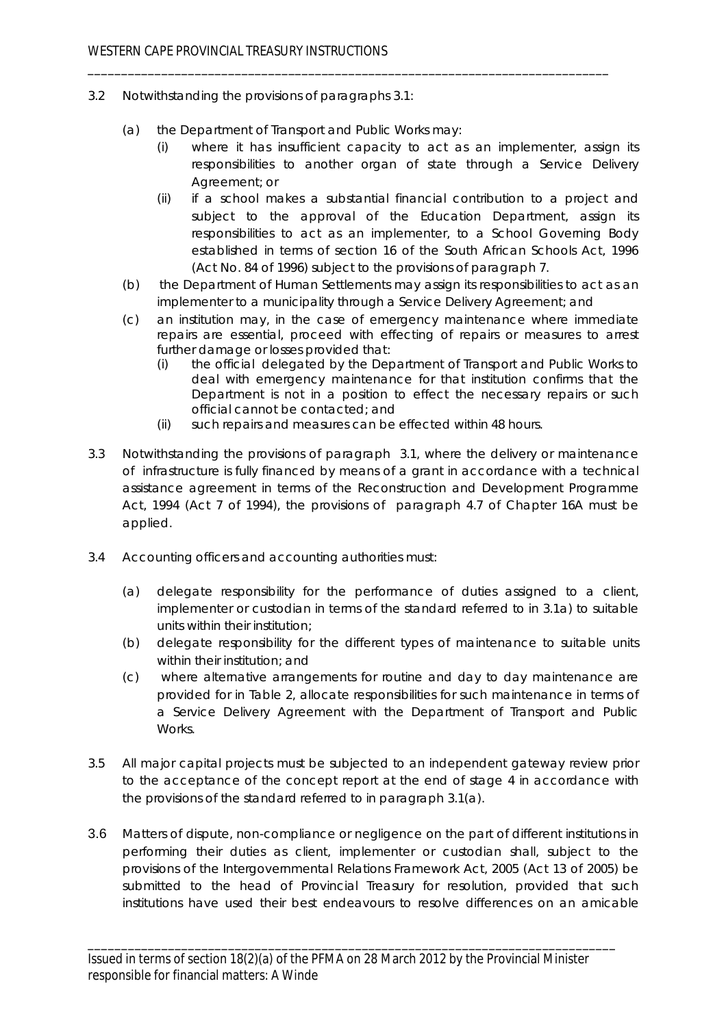3.2 Notwithstanding the provisions of paragraphs 3.1:

(a) the Department of Transport and Public Works may:

(i) where it has insufficient capacity to act as an implementer, assign its responsibilities to another organ of state through a Service Delivery Agreement; or

(ii) if a school makes a substantial financial contribution to a project and subject to the approval of the Education Department, assign its responsibilities to act as an implementer, to a School Governing Body established in terms of section 16 of the South African Schools Act, 1996 (Act No. 84 of 1996) subject to the provisions of paragraph 7.

(b) the Department of Human Settlements may assign its responsibilities to act as an implementer to a municipality through a Service Delivery Agreement; and

(c) an institution may, in the case of emergency maintenance where immediate repairs are essential, proceed with effecting of repairs or measures to arrest further damage or losses provided that:

(i) the official delegated by the Department of Transport and Public Works to deal with emergency maintenance for that institution confirms that the Department is not in a position to effect the necessary repairs or such official cannot be contacted; and

(ii) such repairs and measures can be effected within 48 hours.

3.3 Notwithstanding the provisions of paragraph 3.1, where the delivery or maintenance of infrastructure is fully financed by means of a grant in accordance with a technical assistance agreement in terms of the Reconstruction and Development Programme Act, 1994 (Act 7 of 1994), the provisions of paragraph 4.7 of Chapter 16A must be applied.

3.4 Accounting officers and accounting authorities must:

(a) delegate responsibility for the performance of duties assigned to a client, implementer or custodian in terms of the standard referred to in 3.1a) to suitable units within their institution;

(b) delegate responsibility for the different types of maintenance to suitable units within their institution; and

(c) where alternative arrangements for routine and day to day maintenance are provided for in Table 2, allocate responsibilities for such maintenance in terms of a Service Delivery Agreement with the Department of Transport and Public Works.

3.5 All major capital projects must be subjected to an independent gateway review prior to the acceptance of the concept report at the end of stage 4 in accordance with the provisions of the standard referred to in paragraph 3.1(a).

3.6 Matters of dispute, non-compliance or negligence on the part of different institutions in performing their duties as client, implementer or custodian shall, subject to the provisions of the Intergovernmental Relations Framework Act, 2005 (Act 13 of 2005) be submitted to the head of Provincial Treasury for resolution, provided that such institutions have used their best endeavours to resolve differences on an amicable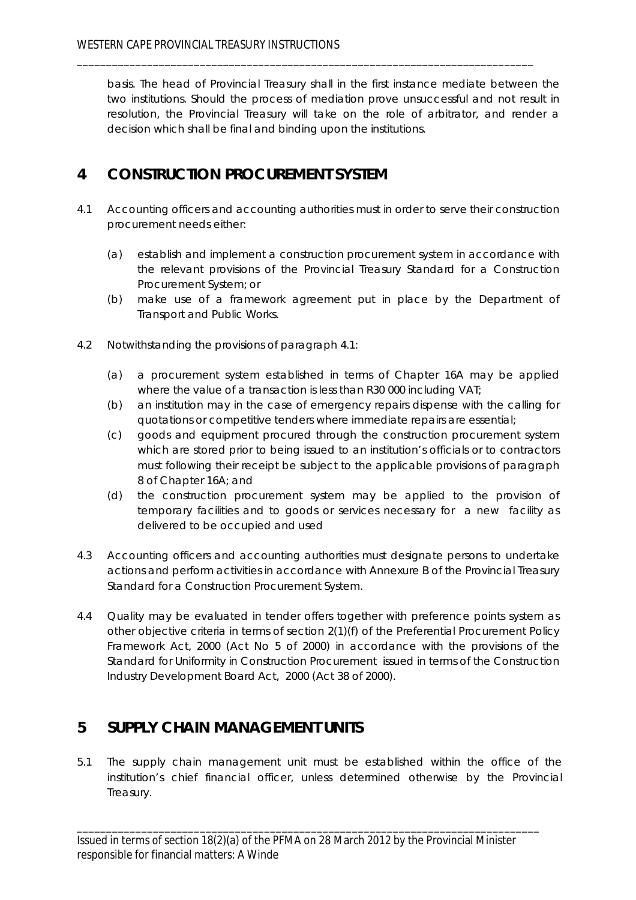basis. The head of Provincial Treasury shall in the first instance mediate between the two institutions. Should the process of mediation prove unsuccessful and not result in resolution, the Provincial Treasury will take on the role of arbitrator, and render a decision which shall be final and binding upon the institutions.

## 4 CONSTRUCTION PROCUREMENT SYSTEM

4.1 Accounting officers and accounting authorities must in order to serve their construction procurement needs either:

(a) establish and implement a construction procurement system in accordance with the relevant provisions of the Provincial Treasury Standard for a Construction Procurement System; or

(b) make use of a framework agreement put in place by the Department of Transport and Public Works.

4.2 Notwithstanding the provisions of paragraph 4.1:

(a) a procurement system established in terms of Chapter 16A may be applied where the value of a transaction is less than R30 000 including VAT;

(b) an institution may in the case of emergency repairs dispense with the calling for quotations or competitive tenders where immediate repairs are essential;

(c) goods and equipment procured through the construction procurement system which are stored prior to being issued to an institution's officials or to contractors must following their receipt be subject to the applicable provisions of paragraph 8 of Chapter 16A; and

(d) the construction procurement system may be applied to the provision of temporary facilities and to goods or services necessary for a new facility as delivered to be occupied and used

4.3 Accounting officers and accounting authorities must designate persons to undertake actions and perform activities in accordance with Annexure B of the Provincial Treasury Standard for a Construction Procurement System.

4.4 Quality may be evaluated in tender offers together with preference points system as other objective criteria in terms of section 2(1)(f) of the Preferential Procurement Policy Framework Act, 2000 (Act No 5 of 2000) in accordance with the provisions of the Standard for Uniformity in Construction Procurement issued in terms of the Construction Industry Development Board Act, 2000 (Act 38 of 2000).

## 5 SUPPLY CHAIN MANAGEMENT UNITS

5.1 The supply chain management unit must be established within the office of the institution's chief financial officer, unless determined otherwise by the Provincial Treasury.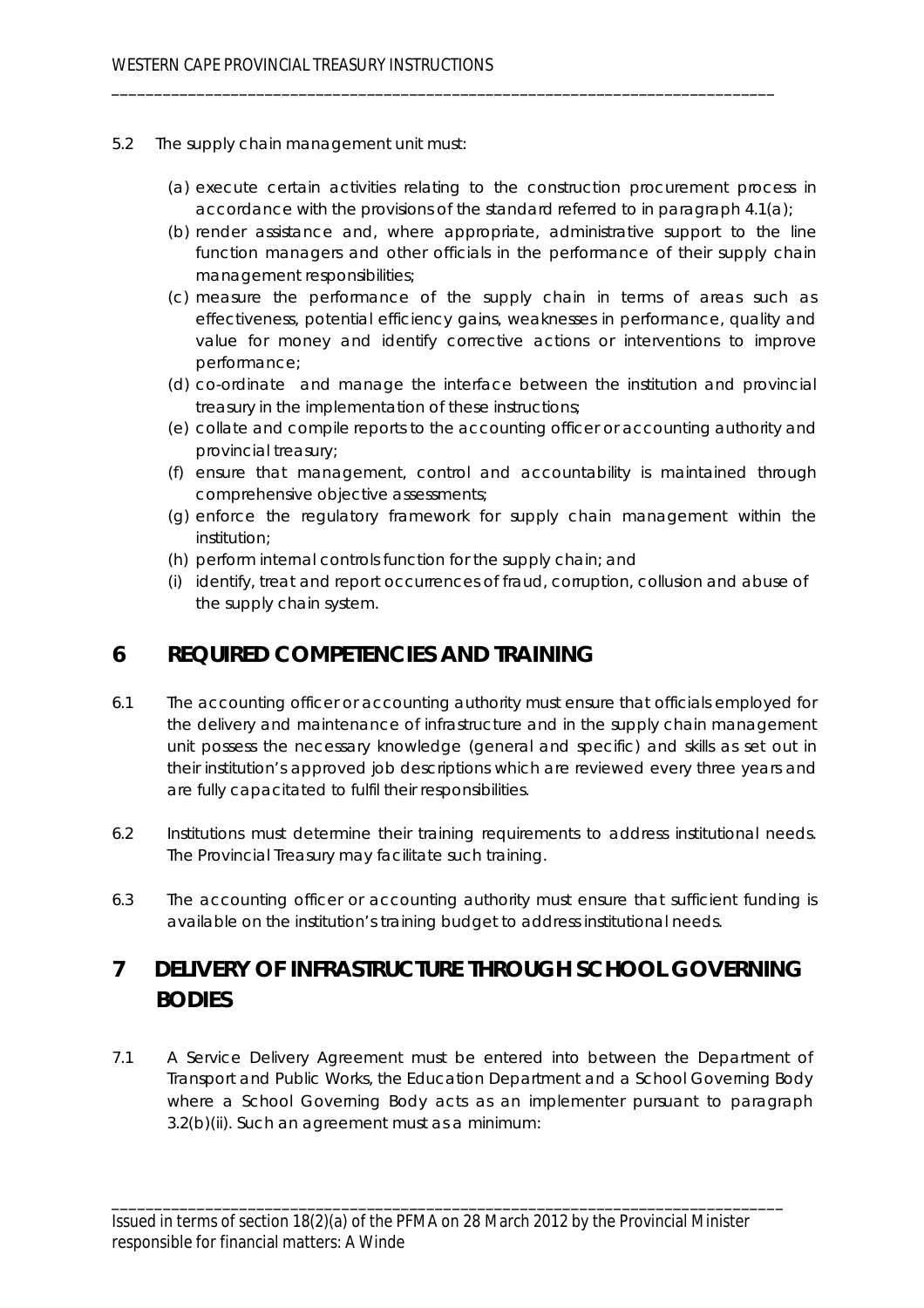5.2 The supply chain management unit must:

(a) execute certain activities relating to the construction procurement process in accordance with the provisions of the standard referred to in paragraph 4.1(a);
(b) render assistance and, where appropriate, administrative support to the line function managers and other officials in the performance of their supply chain management responsibilities;
(c) measure the performance of the supply chain in terms of areas such as effectiveness, potential efficiency gains, weaknesses in performance, quality and value for money and identify corrective actions or interventions to improve performance;
(d) co-ordinate and manage the interface between the institution and provincial treasury in the implementation of these instructions;
(e) collate and compile reports to the accounting officer or accounting authority and provincial treasury;
(f) ensure that management, control and accountability is maintained through comprehensive objective assessments;
(g) enforce the regulatory framework for supply chain management within the institution;
(h) perform internal controls function for the supply chain; and
(i) identify, treat and report occurrences of fraud, corruption, collusion and abuse of the supply chain system.

## 6 REQUIRED COMPETENCIES AND TRAINING

6.1 The accounting officer or accounting authority must ensure that officials employed for the delivery and maintenance of infrastructure and in the supply chain management unit possess the necessary knowledge (general and specific) and skills as set out in their institution's approved job descriptions which are reviewed every three years and are fully capacitated to fulfil their responsibilities.

6.2 Institutions must determine their training requirements to address institutional needs. The Provincial Treasury may facilitate such training.

6.3 The accounting officer or accounting authority must ensure that sufficient funding is available on the institution's training budget to address institutional needs.

## 7 DELIVERY OF INFRASTRUCTURE THROUGH SCHOOL GOVERNING BODIES

7.1 A Service Delivery Agreement must be entered into between the Department of Transport and Public Works, the Education Department and a School Governing Body where a School Governing Body acts as an implementer pursuant to paragraph 3.2(b)(ii). Such an agreement must as a minimum: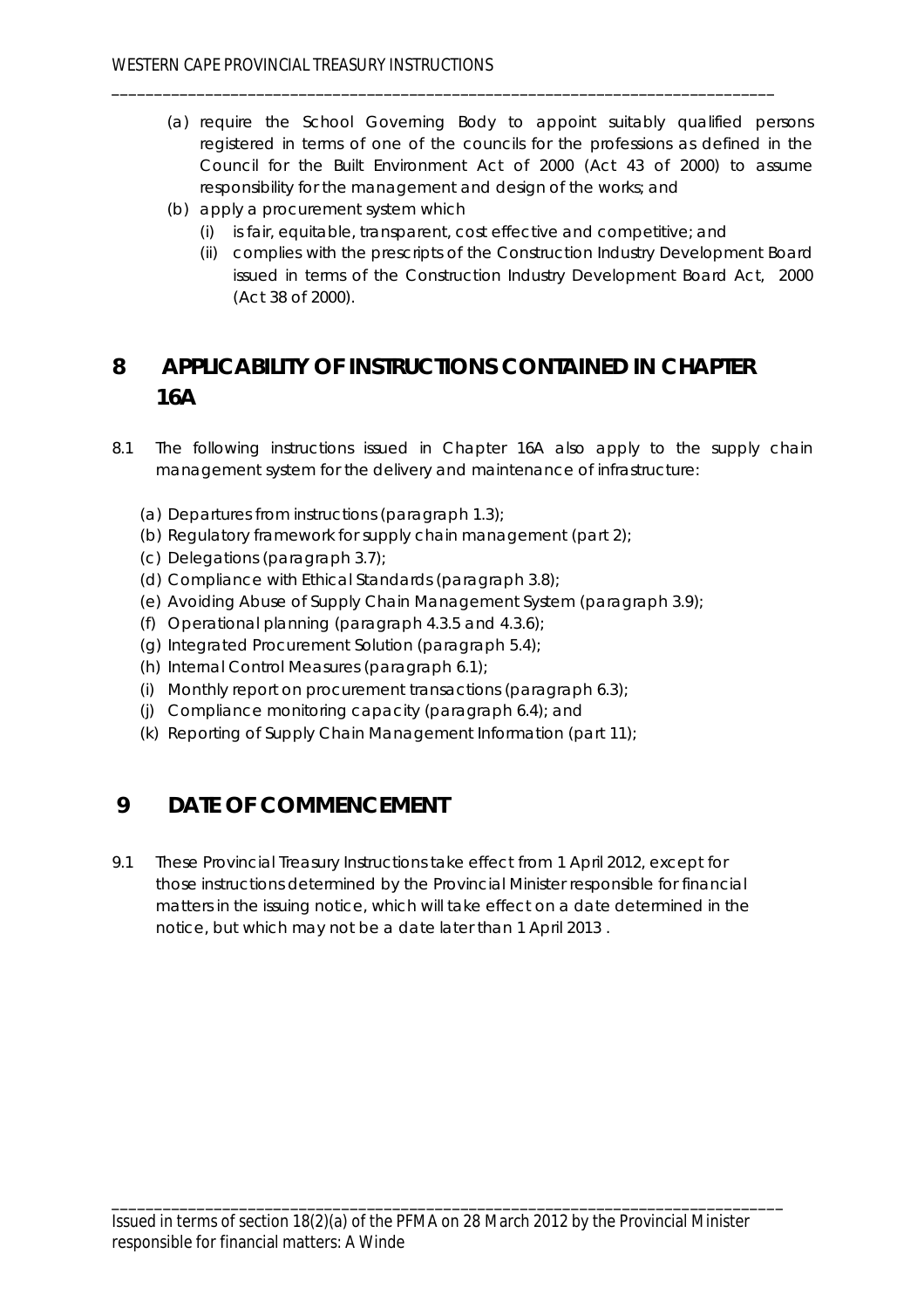(a) require the School Governing Body to appoint suitably qualified persons registered in terms of one of the councils for the professions as defined in the Council for the Built Environment Act of 2000 (Act 43 of 2000) to assume responsibility for the management and design of the works; and

(b) apply a procurement system which

   (i) is fair, equitable, transparent, cost effective and competitive; and

   (ii) complies with the prescripts of the Construction Industry Development Board issued in terms of the Construction Industry Development Board Act, 2000 (Act 38 of 2000).

## 8 APPLICABILITY OF INSTRUCTIONS CONTAINED IN CHAPTER 16A

8.1 The following instructions issued in Chapter 16A also apply to the supply chain management system for the delivery and maintenance of infrastructure:

(a) Departures from instructions (paragraph 1.3);

(b) Regulatory framework for supply chain management (part 2);

(c) Delegations (paragraph 3.7);

(d) Compliance with Ethical Standards (paragraph 3.8);

(e) Avoiding Abuse of Supply Chain Management System (paragraph 3.9);

(f) Operational planning (paragraph 4.3.5 and 4.3.6);

(g) Integrated Procurement Solution (paragraph 5.4);

(h) Internal Control Measures (paragraph 6.1);

(i) Monthly report on procurement transactions (paragraph 6.3);

(j) Compliance monitoring capacity (paragraph 6.4); and

(k) Reporting of Supply Chain Management Information (part 11);

## 9 DATE OF COMMENCEMENT

9.1 These Provincial Treasury Instructions take effect from 1 April 2012, except for those instructions determined by the Provincial Minister responsible for financial matters in the issuing notice, which will take effect on a date determined in the notice, but which may not be a date later than 1 April 2013 .